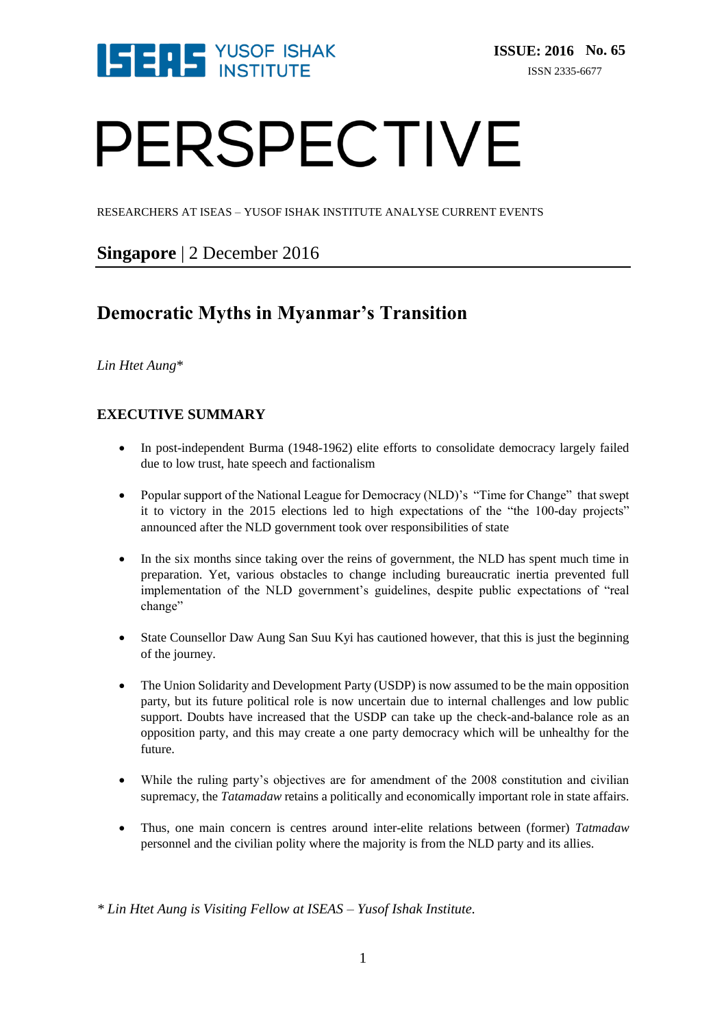ISSUE: 2016 No. 65

ISSN 2335-6677

# PERSPECTIVE

RESEARCHERS AT ISEAS – YUSOF ISHAK INSTITUTE ANALYSE CURRENT EVENTS

**Singapore** | 2 December 2016

## Democratic Myths in Myanmar's Transition

*Lin Htet Aung\**

### EXECUTIVE SUMMARY

- In post-independent Burma (1948-1962) elite efforts to consolidate democracy largely failed due to low trust, hate speech and factionalism
- Popular support of the National League for Democracy (NLD)'s "Time for Change" that swept it to victory in the 2015 elections led to high expectations of the "the 100-day projects" announced after the NLD government took over responsibilities of state
- In the six months since taking over the reins of government, the NLD has spent much time in preparation. Yet, various obstacles to change including bureaucratic inertia prevented full implementation of the NLD government's guidelines, despite public expectations of "real change"
- State Counsellor Daw Aung San Suu Kyi has cautioned however, that this is just the beginning of the journey.
- The Union Solidarity and Development Party (USDP) is now assumed to be the main opposition party, but its future political role is now uncertain due to internal challenges and low public support. Doubts have increased that the USDP can take up the check-and-balance role as an opposition party, and this may create a one party democracy which will be unhealthy for the future.
- While the ruling party's objectives are for amendment of the 2008 constitution and civilian supremacy, the *Tatamadaw* retains a politically and economically important role in state affairs.
- Thus, one main concern is centres around inter-elite relations between (former) *Tatmadaw* personnel and the civilian polity where the majority is from the NLD party and its allies.

*\* Lin Htet Aung is Visiting Fellow at ISEAS – Yusof Ishak Institute.*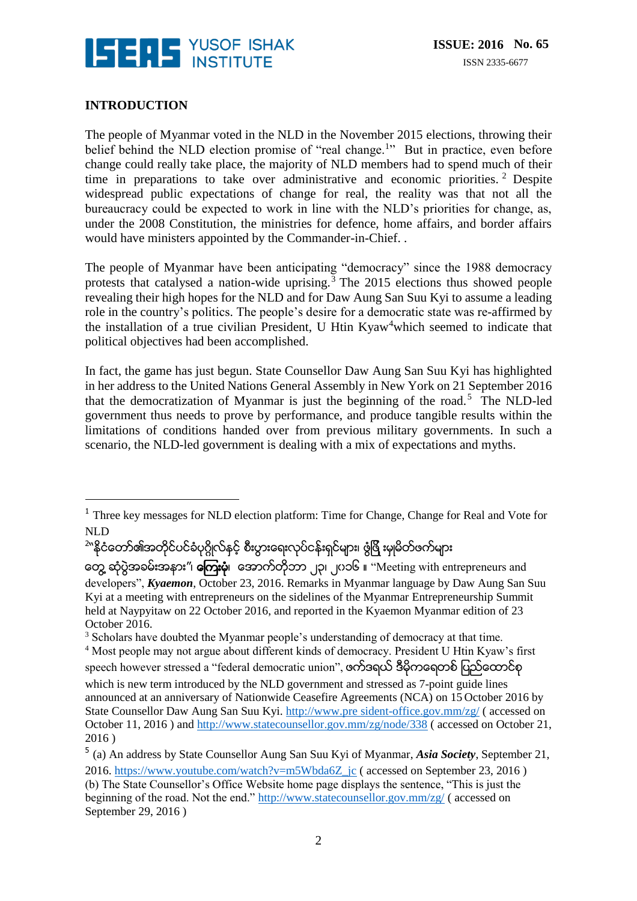## INTRODUCTION

The people of Myanmar voted in the NLD in the November 2015 elections, throwing their belief behind the NLD election promise of "real change.[1]" But in practice, even before change could really take place, the majority of NLD members had to spend much of their time in preparations to take over administrative and economic priorities.[2] Despite widespread public expectations of change for real, the reality was that not all the bureaucracy could be expected to work in line with the NLD's priorities for change, as, under the 2008 Constitution, the ministries for defence, home affairs, and border affairs would have ministers appointed by the Commander-in-Chief. .

The people of Myanmar have been anticipating "democracy" since the 1988 democracy protests that catalysed a nation-wide uprising.[3] The 2015 elections thus showed people revealing their high hopes for the NLD and for Daw Aung San Suu Kyi to assume a leading role in the country's politics. The people's desire for a democratic state was re-affirmed by the installation of a true civilian President, U Htin Kyaw[4]which seemed to indicate that political objectives had been accomplished.

In fact, the game has just begun. State Counsellor Daw Aung San Suu Kyi has highlighted in her address to the United Nations General Assembly in New York on 21 September 2016 that the democratization of Myanmar is just the beginning of the road.[5] The NLD-led government thus needs to prove by performance, and produce tangible results within the limitations of conditions handed over from previous military governments. In such a scenario, the NLD-led government is dealing with a mix of expectations and myths.

---

[1] Three key messages for NLD election platform: Time for Change, Change for Real and Vote for NLD

[2] "နိုင်ငံတော်၏အတိုင်ပင်ခံပုဂ္ဂိုလ်နှင့် စီးပွားရေးလုပ်ငန်းရှင်များ၊ ဖွံ့ဖြိုးမှုမိတ်ဖက်များ တွေ့ ဆုံပွဲအခမ်းအနား"၊ **ကြေးမုံ**၊ အောက်တိုဘာ ၂၃၊ ၂၀၁၆ ။ "Meeting with entrepreneurs and developers", ***Kyaemon***, October 23, 2016. Remarks in Myanmar language by Daw Aung San Suu Kyi at a meeting with entrepreneurs on the sidelines of the Myanmar Entrepreneurship Summit held at Naypyitaw on 22 October 2016, and reported in the Kyaemon Myanmar edition of 23 October 2016.

[3] Scholars have doubted the Myanmar people's understanding of democracy at that time.

[4] Most people may not argue about different kinds of democracy. President U Htin Kyaw's first speech however stressed a "federal democratic union", ဖက်ဒရယ် ဒီမိုကရေစီ ပြည်ထောင်စု which is new term introduced by the NLD government and stressed as 7-point guide lines announced at an anniversary of Nationwide Ceasefire Agreements (NCA) on 15 October 2016 by State Counsellor Daw Aung San Suu Kyi. http://www.pre sident-office.gov.mm/zg/ ( accessed on October 11, 2016 ) and http://www.statecounsellor.gov.mm/zg/node/338 ( accessed on October 21, 2016 )

[5] (a) An address by State Counsellor Aung San Suu Kyi of Myanmar, ***Asia Society***, September 21, 2016. https://www.youtube.com/watch?v=m5Wbda6Z_jc ( accessed on September 23, 2016 )
(b) The State Counsellor's Office Website home page displays the sentence, "This is just the beginning of the road. Not the end." http://www.statecounsellor.gov.mm/zg/ ( accessed on September 29, 2016 )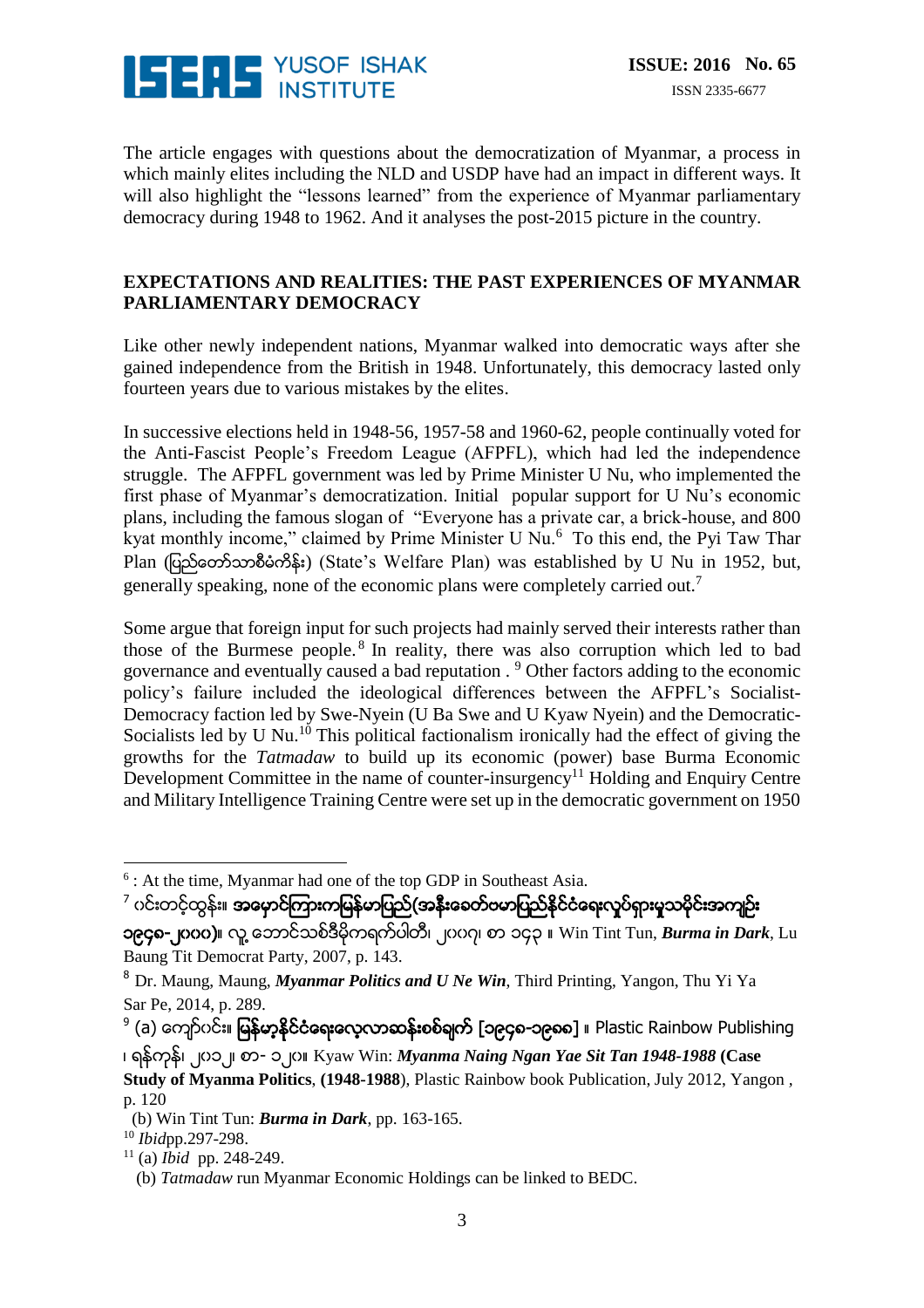The article engages with questions about the democratization of Myanmar, a process in which mainly elites including the NLD and USDP have had an impact in different ways. It will also highlight the "lessons learned" from the experience of Myanmar parliamentary democracy during 1948 to 1962. And it analyses the post-2015 picture in the country.

## EXPECTATIONS AND REALITIES: THE PAST EXPERIENCES OF MYANMAR PARLIAMENTARY DEMOCRACY

Like other newly independent nations, Myanmar walked into democratic ways after she gained independence from the British in 1948. Unfortunately, this democracy lasted only fourteen years due to various mistakes by the elites.

In successive elections held in 1948-56, 1957-58 and 1960-62, people continually voted for the Anti-Fascist People's Freedom League (AFPFL), which had led the independence struggle. The AFPFL government was led by Prime Minister U Nu, who implemented the first phase of Myanmar's democratization. Initial popular support for U Nu's economic plans, including the famous slogan of "Everyone has a private car, a brick-house, and 800 kyat monthly income," claimed by Prime Minister U Nu.[6] To this end, the Pyi Taw Thar Plan (ပြည်တော်သာစီမံကိန်း) (State's Welfare Plan) was established by U Nu in 1952, but, generally speaking, none of the economic plans were completely carried out.[7]

Some argue that foreign input for such projects had mainly served their interests rather than those of the Burmese people.[8] In reality, there was also corruption which led to bad governance and eventually caused a bad reputation .[9] Other factors adding to the economic policy's failure included the ideological differences between the AFPFL's Socialist-Democracy faction led by Swe-Nyein (U Ba Swe and U Kyaw Nyein) and the Democratic-Socialists led by U Nu.[10] This political factionalism ironically had the effect of giving the growths for the *Tatmadaw* to build up its economic (power) base Burma Economic Development Committee in the name of counter-insurgency[11] Holding and Enquiry Centre and Military Intelligence Training Centre were set up in the democratic government on 1950

---

[6] : At the time, Myanmar had one of the top GDP in Southeast Asia.

[7] ဝင်းတင့်ထွန်း။ **အမှောင်ကြားကမြန်မာပြည်(အနီးခေတ်ဗမာပြည်နိုင်ငံရေးလှုပ်ရှားမှုသမိုင်းအကျဉ်း ၁၉၄၈-၂၀၀၀)**။ လူ့ဘောင်သစ်ဒီမိုကရက်ပါတီ၊ ၂၀၀၇၊ စာ ၁၄၃ ။ Win Tint Tun, ***Burma in Dark***, Lu Baung Tit Democrat Party, 2007, p. 143.

[8] Dr. Maung, Maung, ***Myanmar Politics and U Ne Win***, Third Printing, Yangon, Thu Yi Ya Sar Pe, 2014, p. 289.

[9] (a) ကျော်ဝင်း။ **မြန်မာ့နိုင်ငံရေးလေ့လာဆန်းစစ်ချက် [၁၉၄၈-၁၉၈၈]** ။ Plastic Rainbow Publishing ၊ ရန်ကုန်၊ ၂၀၁၂၊ စာ- ၁၂၀။ Kyaw Win: ***Myanma Naing Ngan Yae Sit Tan 1948-1988*** **(Case Study of Myanma Politics**, **(1948-1988**), Plastic Rainbow book Publication, July 2012, Yangon , p. 120

(b) Win Tint Tun: ***Burma in Dark***, pp. 163-165.

[10] *Ibid*pp.297-298.

[11] (a) *Ibid* pp. 248-249.

(b) *Tatmadaw* run Myanmar Economic Holdings can be linked to BEDC.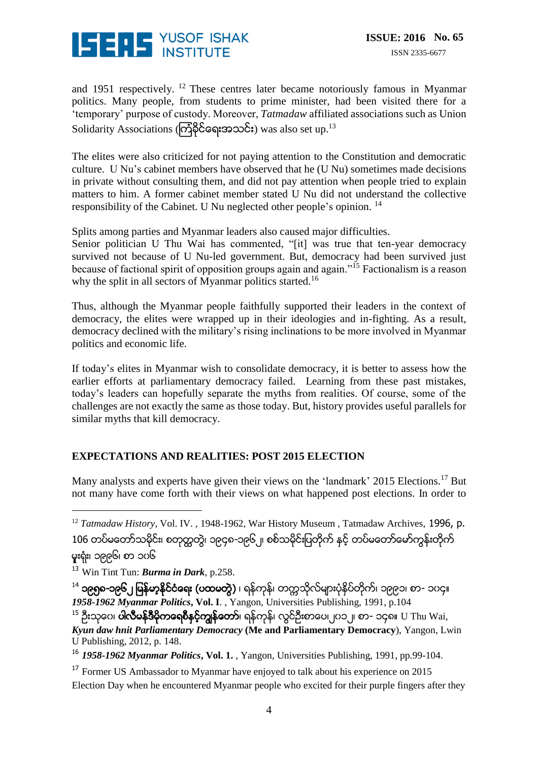and 1951 respectively. [12] These centres later became notoriously famous in Myanmar politics. Many people, from students to prime minister, had been visited there for a 'temporary' purpose of custody. Moreover, *Tatmadaw* affiliated associations such as Union Solidarity Associations (ကြံ့ခိုင်ရေးအသင်း) was also set up.[13]

The elites were also criticized for not paying attention to the Constitution and democratic culture. U Nu's cabinet members have observed that he (U Nu) sometimes made decisions in private without consulting them, and did not pay attention when people tried to explain matters to him. A former cabinet member stated U Nu did not understand the collective responsibility of the Cabinet. U Nu neglected other people's opinion. [14]

Splits among parties and Myanmar leaders also caused major difficulties.
Senior politician U Thu Wai has commented, "[it] was true that ten-year democracy survived not because of U Nu-led government. But, democracy had been survived just because of factional spirit of opposition groups again and again."[15] Factionalism is a reason why the split in all sectors of Myanmar politics started.[16]

Thus, although the Myanmar people faithfully supported their leaders in the context of democracy, the elites were wrapped up in their ideologies and in-fighting. As a result, democracy declined with the military's rising inclinations to be more involved in Myanmar politics and economic life.

If today's elites in Myanmar wish to consolidate democracy, it is better to assess how the earlier efforts at parliamentary democracy failed. Learning from these past mistakes, today's leaders can hopefully separate the myths from realities. Of course, some of the challenges are not exactly the same as those today. But, history provides useful parallels for similar myths that kill democracy.

## EXPECTATIONS AND REALITIES: POST 2015 ELECTION

Many analysts and experts have given their views on the 'landmark' 2015 Elections.[17] But not many have come forth with their views on what happened post elections. In order to

---

[12] *Tatmadaw History*, Vol. IV. , 1948-1962, War History Museum , Tatmadaw Archives, 1996, p. 106 တပ်မတော်သမိုင်း၊ စတုတ္ထတွဲ၊ ၁၉၄၈-၁၉၆၂၊ စစ်သမိုင်းပြတိုက် နှင့် တပ်မတော်မော်ကွန်းတိုက်မှူးရုံး၊ ၁၉၉၆၊ စာ ၁၀၆

[13] Win Tint Tun: ***Burma in Dark***, p.258.

[14] **၁၉၅၈-၁၉၆၂ မြန်မာ့နိုင်ငံရေး (ပထမတွဲ)** ၊ ရန်ကုန်၊ တက္ကသိုလ်များပုံနှိပ်တိုက်၊ ၁၉၉၁၊ စာ- ၁၀၄။ ***1958-1962 Myanmar Politics*, Vol. I**. , Yangon, Universities Publishing, 1991, p.104

[15] ဦးသုဝေ၊ **ပါလီမန်ဒီမိုကရေစီနှင့်ကျွန်တော်**၊ ရန်ကုန်၊ လွင်ဦးစာပေ၊ ၂၀၁၂၊ စာ- ၁၄၈။ U Thu Wai, ***Kyun daw hnit Parliamentary Democracy* (Me and Parliamentary Democracy)**, Yangon, Lwin U Publishing, 2012, p. 148.

[16] ***1958-1962 Myanmar Politics*, Vol. 1.** , Yangon, Universities Publishing, 1991, pp.99-104.

[17] Former US Ambassador to Myanmar have enjoyed to talk about his experience on 2015 Election Day when he encountered Myanmar people who excited for their purple fingers after they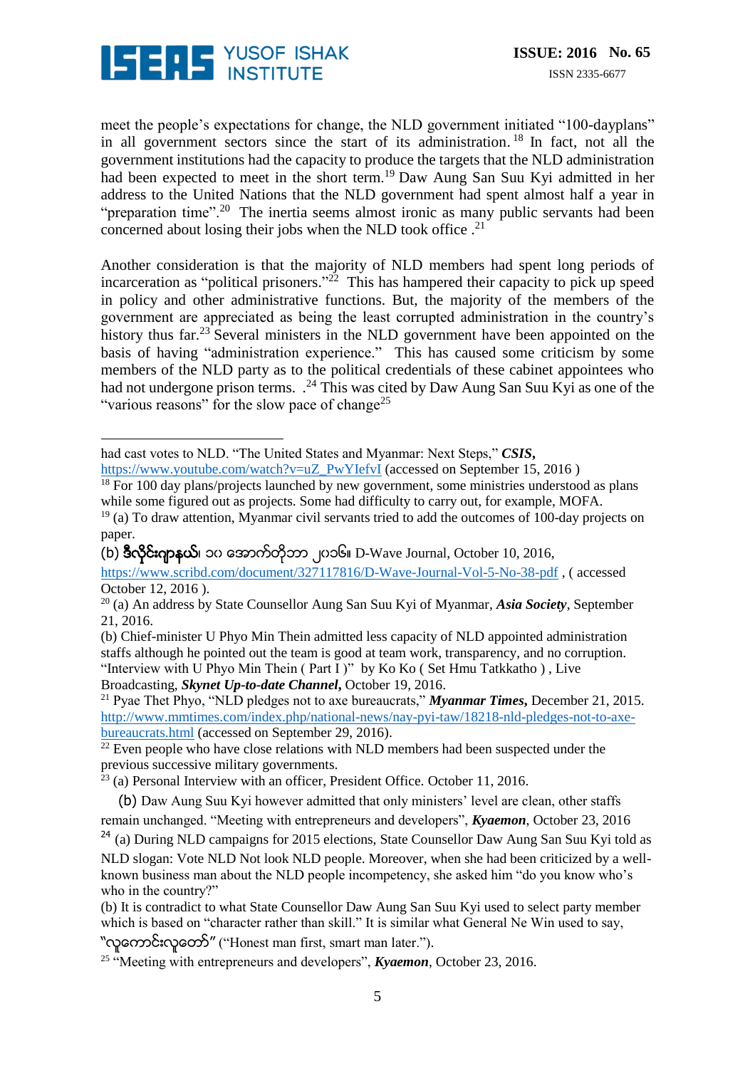meet the people's expectations for change, the NLD government initiated "100-dayplans" in all government sectors since the start of its administration.[18] In fact, not all the government institutions had the capacity to produce the targets that the NLD administration had been expected to meet in the short term.[19] Daw Aung San Suu Kyi admitted in her address to the United Nations that the NLD government had spent almost half a year in "preparation time".[20] The inertia seems almost ironic as many public servants had been concerned about losing their jobs when the NLD took office .[21]

Another consideration is that the majority of NLD members had spent long periods of incarceration as "political prisoners."[22] This has hampered their capacity to pick up speed in policy and other administrative functions. But, the majority of the members of the government are appreciated as being the least corrupted administration in the country's history thus far.[23] Several ministers in the NLD government have been appointed on the basis of having "administration experience." This has caused some criticism by some members of the NLD party as to the political credentials of these cabinet appointees who had not undergone prison terms. .[24] This was cited by Daw Aung San Suu Kyi as one of the "various reasons" for the slow pace of change[25]

---

had cast votes to NLD. "The United States and Myanmar: Next Steps," ***CSIS***, https://www.youtube.com/watch?v=uZ_PwYIefvI (accessed on September 15, 2016 )

[18] For 100 day plans/projects launched by new government, some ministries understood as plans while some figured out as projects. Some had difficulty to carry out, for example, MOFA.

[19] (a) To draw attention, Myanmar civil servants tried to add the outcomes of 100-day projects on paper.

(b) **ဒီလိုင်းဂျာနယ်၊ ၁၀ အောက်တိုဘာ ၂၀၁၆။** D-Wave Journal, October 10, 2016, https://www.scribd.com/document/327117816/D-Wave-Journal-Vol-5-No-38-pdf , ( accessed October 12, 2016 ).

[20] (a) An address by State Counsellor Aung San Suu Kyi of Myanmar, ***Asia Society***, September 21, 2016.

(b) Chief-minister U Phyo Min Thein admitted less capacity of NLD appointed administration staffs although he pointed out the team is good at team work, transparency, and no corruption. "Interview with U Phyo Min Thein ( Part I )" by Ko Ko ( Set Hmu Tatkkatho ) , Live Broadcasting, ***Skynet Up-to-date Channel,*** October 19, 2016.

[21] Pyae Thet Phyo, "NLD pledges not to axe bureaucrats," ***Myanmar Times,*** December 21, 2015. http://www.mmtimes.com/index.php/national-news/nay-pyi-taw/18218-nld-pledges-not-to-axe-bureaucrats.html (accessed on September 29, 2016).

[22] Even people who have close relations with NLD members had been suspected under the previous successive military governments.

[23] (a) Personal Interview with an officer, President Office. October 11, 2016.

(b) Daw Aung Suu Kyi however admitted that only ministers' level are clean, other staffs remain unchanged. "Meeting with entrepreneurs and developers", ***Kyaemon***, October 23, 2016

[24] (a) During NLD campaigns for 2015 elections, State Counsellor Daw Aung San Suu Kyi told as NLD slogan: Vote NLD Not look NLD people. Moreover, when she had been criticized by a well-known business man about the NLD people incompetency, she asked him "do you know who's who in the country?"

(b) It is contradict to what State Counsellor Daw Aung San Suu Kyi used to select party member which is based on "character rather than skill." It is similar what General Ne Win used to say, "**လူကောင်းလူတော်**" ("Honest man first, smart man later.").

[25] "Meeting with entrepreneurs and developers", ***Kyaemon***, October 23, 2016.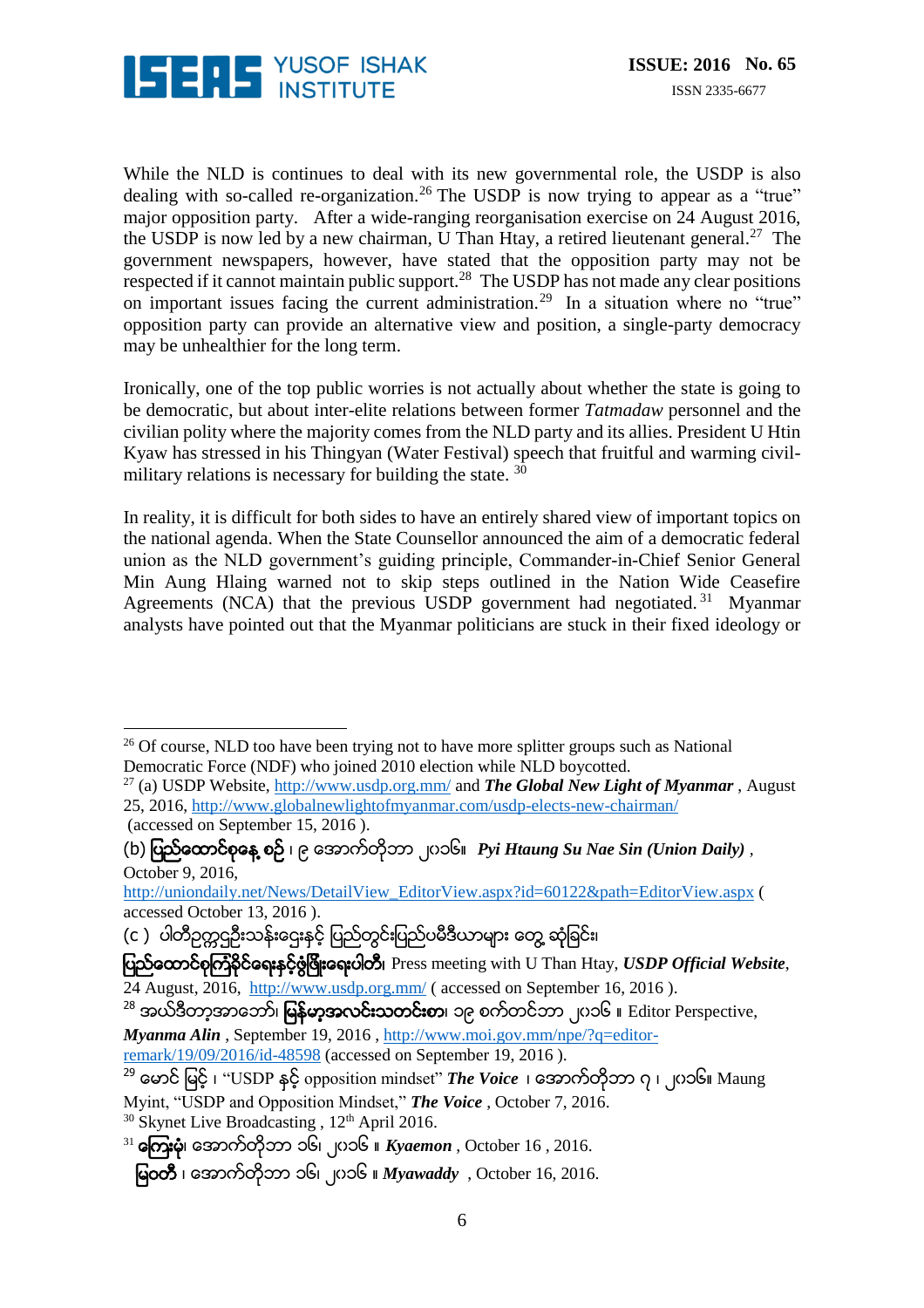While the NLD is continues to deal with its new governmental role, the USDP is also dealing with so-called re-organization.[26] The USDP is now trying to appear as a "true" major opposition party. After a wide-ranging reorganisation exercise on 24 August 2016, the USDP is now led by a new chairman, U Than Htay, a retired lieutenant general.[27] The government newspapers, however, have stated that the opposition party may not be respected if it cannot maintain public support.[28] The USDP has not made any clear positions on important issues facing the current administration.[29] In a situation where no "true" opposition party can provide an alternative view and position, a single-party democracy may be unhealthier for the long term.

Ironically, one of the top public worries is not actually about whether the state is going to be democratic, but about inter-elite relations between former *Tatmadaw* personnel and the civilian polity where the majority comes from the NLD party and its allies. President U Htin Kyaw has stressed in his Thingyan (Water Festival) speech that fruitful and warming civil-military relations is necessary for building the state. [30]

In reality, it is difficult for both sides to have an entirely shared view of important topics on the national agenda. When the State Counsellor announced the aim of a democratic federal union as the NLD government's guiding principle, Commander-in-Chief Senior General Min Aung Hlaing warned not to skip steps outlined in the Nation Wide Ceasefire Agreements (NCA) that the previous USDP government had negotiated.[31] Myanmar analysts have pointed out that the Myanmar politicians are stuck in their fixed ideology or

---

[26] Of course, NLD too have been trying not to have more splitter groups such as National Democratic Force (NDF) who joined 2010 election while NLD boycotted.

[27] (a) USDP Website, http://www.usdp.org.mm/ and ***The Global New Light of Myanmar*** , August 25, 2016, http://www.globalnewlightofmyanmar.com/usdp-elects-new-chairman/ (accessed on September 15, 2016 ).

(b) **ပြည်ထောင်စုနေ့ စဉ်** ၊ ၉ အောက်တိုဘာ ၂၀၁၆။ ***Pyi Htaung Su Nae Sin (Union Daily)*** , October 9, 2016, http://uniondaily.net/News/DetailView_EditorView.aspx?id=60122&path=EditorView.aspx ( accessed October 13, 2016 ).

(c ) ပါတီဥက္ကဋ္ဌဦးသန်းဌေးနှင့် ပြည်တွင်းပြည်ပမီဒီယာများ တွေ့ ဆုံခြင်း၊ **ပြည်ထောင်စုကြံ့ခိုင်ရေးနှင့်ဖွံ့ဖြိုးရေးပါတီ၊** Press meeting with U Than Htay, ***USDP Official Website***, 24 August, 2016, http://www.usdp.org.mm/ ( accessed on September 16, 2016 ).

[28] အယ်ဒီတာ့အာဘော်၊ **မြန်မာ့အလင်းသတင်းစာ**၊ ၁၉ စက်တင်ဘာ ၂၀၁၆ ။ Editor Perspective, ***Myanma Alin*** , September 19, 2016 , http://www.moi.gov.mm/npe/?q=editor-remark/19/09/2016/id-48598 (accessed on September 19, 2016 ).

[29] မောင် မြင့် ၊ "USDP နှင့် opposition mindset" ***The Voice*** ၊ အောက်တိုဘာ ၇ ၊ ၂၀၁၆။ Maung Myint, "USDP and Opposition Mindset," ***The Voice*** , October 7, 2016.

[30] Skynet Live Broadcasting , 12th April 2016.

[31] **ကြေးမုံ**၊ အောက်တိုဘာ ၁၆၊ ၂၀၁၆ ။ ***Kyaemon*** , October 16 , 2016.

**မြဝတီ** ၊ အောက်တိုဘာ ၁၆၊ ၂၀၁၆ ။ ***Myawaddy*** , October 16, 2016.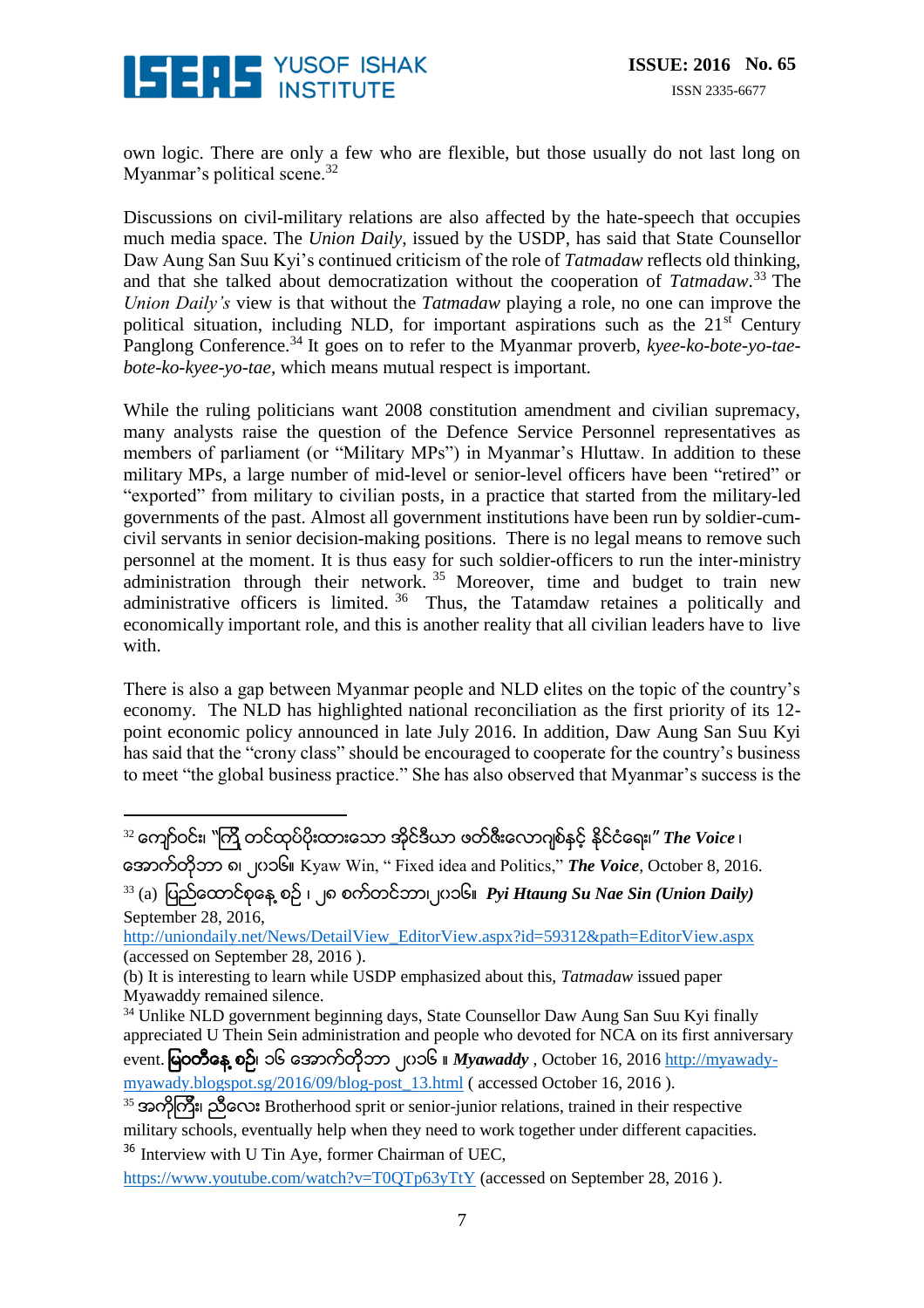own logic. There are only a few who are flexible, but those usually do not last long on Myanmar's political scene.[32]

Discussions on civil-military relations are also affected by the hate-speech that occupies much media space. The *Union Daily*, issued by the USDP, has said that State Counsellor Daw Aung San Suu Kyi's continued criticism of the role of *Tatmadaw* reflects old thinking, and that she talked about democratization without the cooperation of *Tatmadaw*.[33] The *Union Daily's* view is that without the *Tatmadaw* playing a role, no one can improve the political situation, including NLD, for important aspirations such as the 21st Century Panglong Conference.[34] It goes on to refer to the Myanmar proverb, *kyee-ko-bote-yo-tae-bote-ko-kyee-yo-tae*, which means mutual respect is important.

While the ruling politicians want 2008 constitution amendment and civilian supremacy, many analysts raise the question of the Defence Service Personnel representatives as members of parliament (or "Military MPs") in Myanmar's Hluttaw. In addition to these military MPs, a large number of mid-level or senior-level officers have been "retired" or "exported" from military to civilian posts, in a practice that started from the military-led governments of the past. Almost all government institutions have been run by soldier-cum-civil servants in senior decision-making positions. There is no legal means to remove such personnel at the moment. It is thus easy for such soldier-officers to run the inter-ministry administration through their network.[35] Moreover, time and budget to train new administrative officers is limited.[36] Thus, the Tatamdaw retaines a politically and economically important role, and this is another reality that all civilian leaders have to live with.

There is also a gap between Myanmar people and NLD elites on the topic of the country's economy. The NLD has highlighted national reconciliation as the first priority of its 12-point economic policy announced in late July 2016. In addition, Daw Aung San Suu Kyi has said that the "crony class" should be encouraged to cooperate for the country's business to meet "the global business practice." She has also observed that Myanmar's success is the

---

[32] ကျော်ဝင်း၊ "ကြို တင်ထုပ်ပိုးထားသော အိုင်ဒီယာ ဖတ်ဖီးလောဂျစ်နှင့် နိုင်ငံရေး၊" ***The Voice*** ၊ အောက်တိုဘာ ၈၊ ၂၀၁၆။ Kyaw Win, " Fixed idea and Politics," ***The Voice***, October 8, 2016.

[33] (a) ပြည်ထောင်စုနေ့စဉ် ၊ ၂၈ စက်တင်ဘာ၊၂၀၁၆။ ***Pyi Htaung Su Nae Sin (Union Daily)*** September 28, 2016, http://uniondaily.net/News/DetailView_EditorView.aspx?id=59312&path=EditorView.aspx (accessed on September 28, 2016 ).
(b) It is interesting to learn while USDP emphasized about this, *Tatmadaw* issued paper Myawaddy remained silence.

[34] Unlike NLD government beginning days, State Counsellor Daw Aung San Suu Kyi finally appreciated U Thein Sein administration and people who devoted for NCA on its first anniversary event. **မြဝတီနေ့စဉ်**၊ ၁၆ အောက်တိုဘာ ၂၀၁၆ ။ ***Myawaddy*** , October 16, 2016 http://myawady-myawady.blogspot.sg/2016/09/blog-post_13.html ( accessed October 16, 2016 ).

[35] အကိုကြီး၊ ညီလေး Brotherhood sprit or senior-junior relations, trained in their respective military schools, eventually help when they need to work together under different capacities.

[36] Interview with U Tin Aye, former Chairman of UEC, https://www.youtube.com/watch?v=T0QTp63yTtY (accessed on September 28, 2016 ).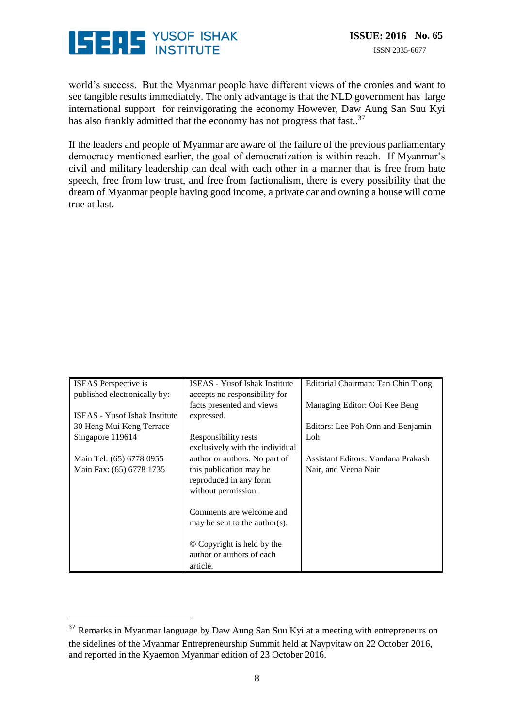world's success. But the Myanmar people have different views of the cronies and want to see tangible results immediately. The only advantage is that the NLD government has large international support for reinvigorating the economy However, Daw Aung San Suu Kyi has also frankly admitted that the economy has not progress that fast..[37]

If the leaders and people of Myanmar are aware of the failure of the previous parliamentary democracy mentioned earlier, the goal of democratization is within reach. If Myanmar's civil and military leadership can deal with each other in a manner that is free from hate speech, free from low trust, and free from factionalism, there is every possibility that the dream of Myanmar people having good income, a private car and owning a house will come true at last.

| | | |
|---|---|---|
| ISEAS Perspective is published electronically by:<br><br>ISEAS - Yusof Ishak Institute<br>30 Heng Mui Keng Terrace<br>Singapore 119614<br><br>Main Tel: (65) 6778 0955<br>Main Fax: (65) 6778 1735 | ISEAS - Yusof Ishak Institute accepts no responsibility for facts presented and views expressed.<br><br>Responsibility rests exclusively with the individual author or authors. No part of this publication may be reproduced in any form without permission.<br><br>Comments are welcome and may be sent to the author(s).<br><br>© Copyright is held by the author or authors of each article. | Editorial Chairman: Tan Chin Tiong<br><br>Managing Editor: Ooi Kee Beng<br><br>Editors: Lee Poh Onn and Benjamin Loh<br><br>Assistant Editors: Vandana Prakash Nair, and Veena Nair |

[37] Remarks in Myanmar language by Daw Aung San Suu Kyi at a meeting with entrepreneurs on the sidelines of the Myanmar Entrepreneurship Summit held at Naypyitaw on 22 October 2016, and reported in the Kyaemon Myanmar edition of 23 October 2016.